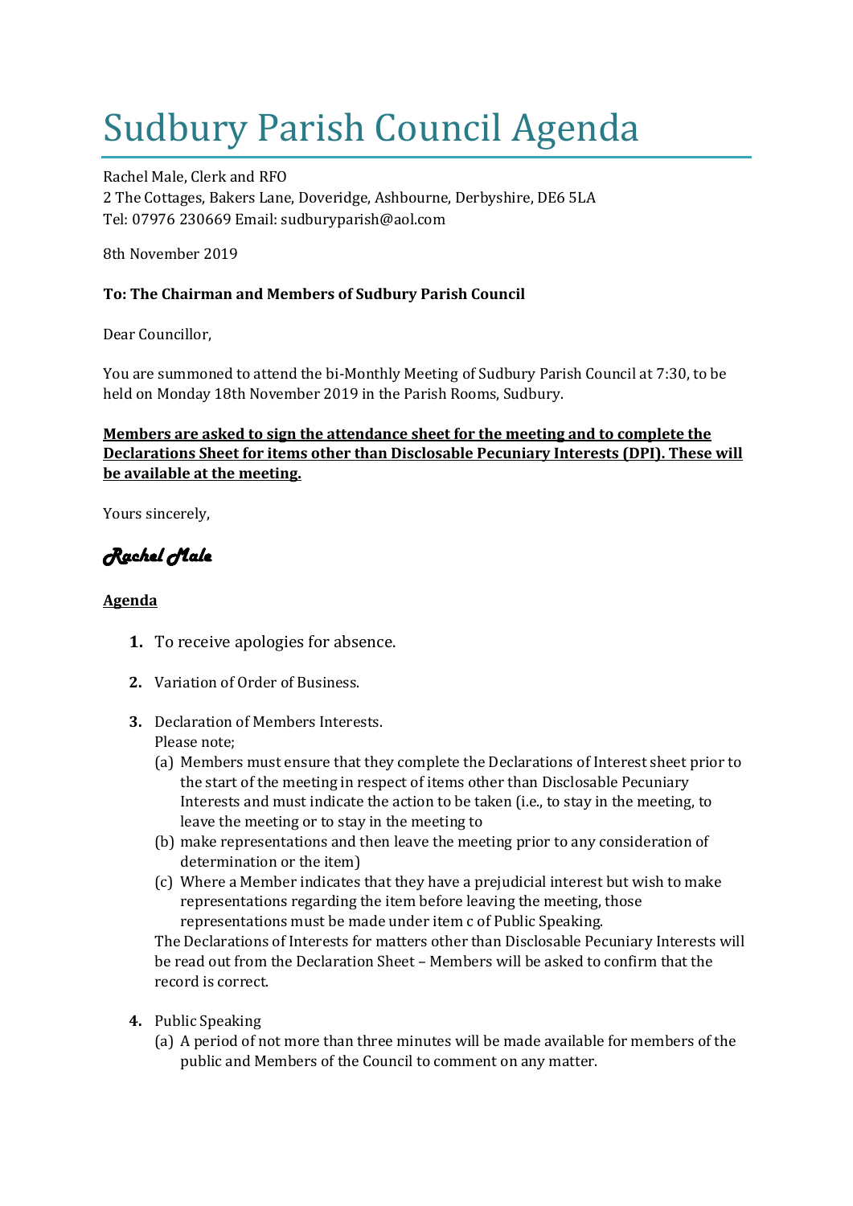# Sudbury Parish Council Agenda

Rachel Male, Clerk and RFO
2 The Cottages, Bakers Lane, Doveridge, Ashbourne, Derbyshire, DE6 5LA
Tel: 07976 230669 Email: sudburyparish@aol.com

8th November 2019

**To: The Chairman and Members of Sudbury Parish Council**

Dear Councillor,

You are summoned to attend the bi-Monthly Meeting of Sudbury Parish Council at 7:30, to be held on Monday 18th November 2019 in the Parish Rooms, Sudbury.

**Members are asked to sign the attendance sheet for the meeting and to complete the Declarations Sheet for items other than Disclosable Pecuniary Interests (DPI). These will be available at the meeting.**

Yours sincerely,

*Rachel Male*

**Agenda**

1. To receive apologies for absence.
2. Variation of Order of Business.
3. Declaration of Members Interests.
   Please note;
   (a) Members must ensure that they complete the Declarations of Interest sheet prior to the start of the meeting in respect of items other than Disclosable Pecuniary Interests and must indicate the action to be taken (i.e., to stay in the meeting, to leave the meeting or to stay in the meeting to
   (b) make representations and then leave the meeting prior to any consideration of determination or the item)
   (c) Where a Member indicates that they have a prejudicial interest but wish to make representations regarding the item before leaving the meeting, those representations must be made under item c of Public Speaking.
   The Declarations of Interests for matters other than Disclosable Pecuniary Interests will be read out from the Declaration Sheet – Members will be asked to confirm that the record is correct.
4. Public Speaking
   (a) A period of not more than three minutes will be made available for members of the public and Members of the Council to comment on any matter.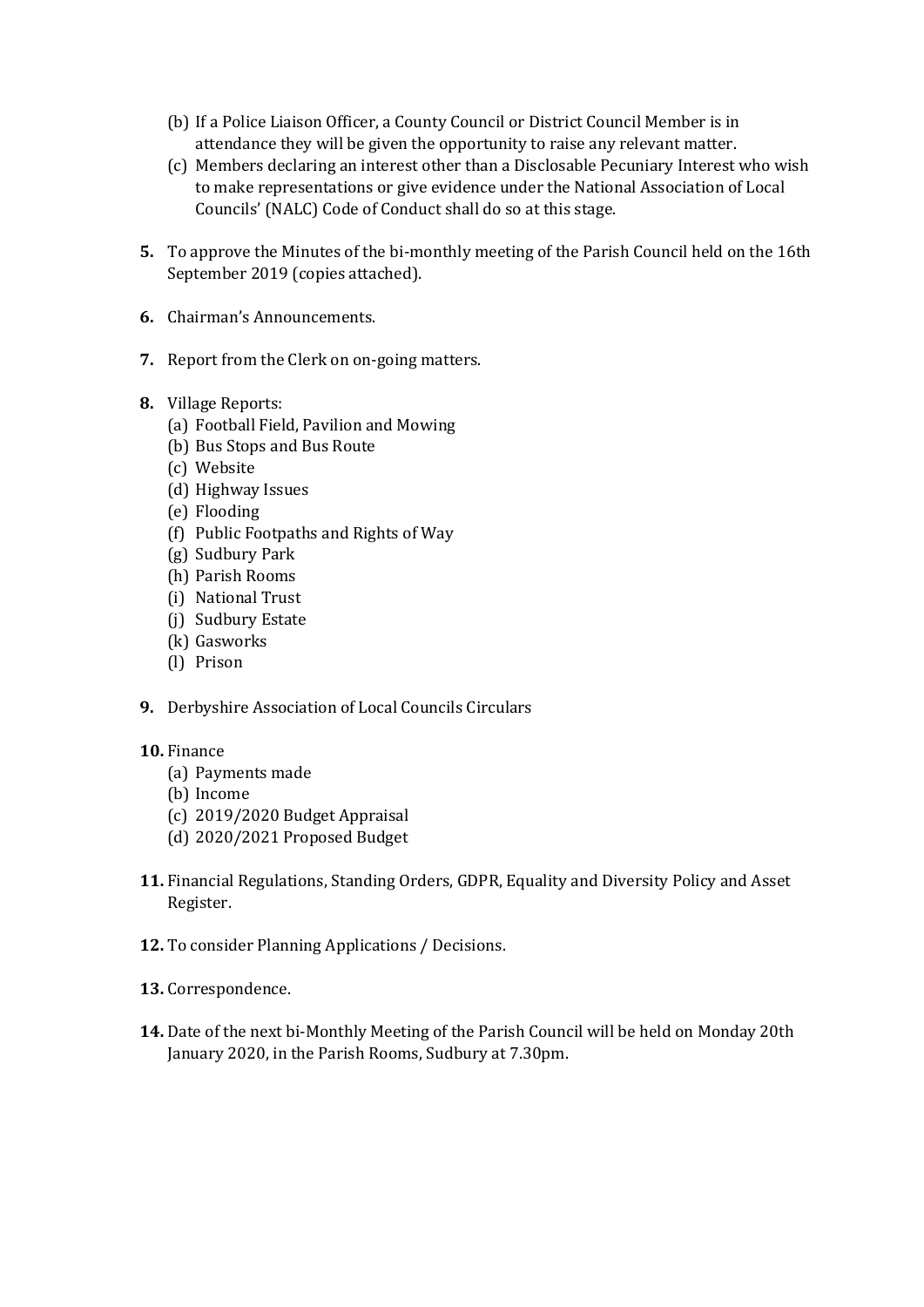(b) If a Police Liaison Officer, a County Council or District Council Member is in attendance they will be given the opportunity to raise any relevant matter.

(c) Members declaring an interest other than a Disclosable Pecuniary Interest who wish to make representations or give evidence under the National Association of Local Councils' (NALC) Code of Conduct shall do so at this stage.

**5.** To approve the Minutes of the bi-monthly meeting of the Parish Council held on the 16th September 2019 (copies attached).

**6.** Chairman's Announcements.

**7.** Report from the Clerk on on-going matters.

**8.** Village Reports:

(a) Football Field, Pavilion and Mowing
(b) Bus Stops and Bus Route
(c) Website
(d) Highway Issues
(e) Flooding
(f) Public Footpaths and Rights of Way
(g) Sudbury Park
(h) Parish Rooms
(i) National Trust
(j) Sudbury Estate
(k) Gasworks
(l) Prison

**9.** Derbyshire Association of Local Councils Circulars

**10.** Finance

(a) Payments made
(b) Income
(c) 2019/2020 Budget Appraisal
(d) 2020/2021 Proposed Budget

**11.** Financial Regulations, Standing Orders, GDPR, Equality and Diversity Policy and Asset Register.

**12.** To consider Planning Applications / Decisions.

**13.** Correspondence.

**14.** Date of the next bi-Monthly Meeting of the Parish Council will be held on Monday 20th January 2020, in the Parish Rooms, Sudbury at 7.30pm.